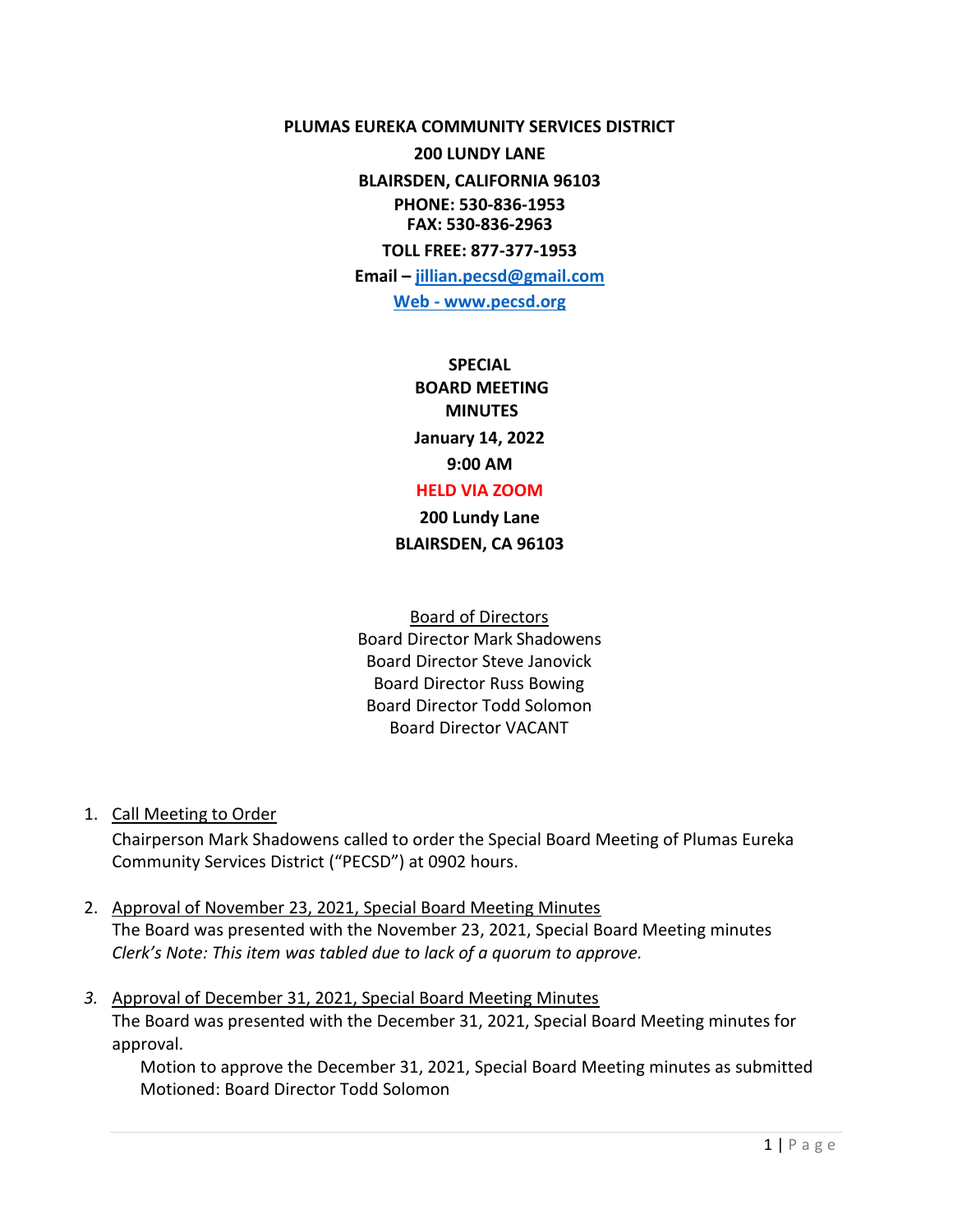**PLUMAS EUREKA COMMUNITY SERVICES DISTRICT**

**200 LUNDY LANE**

**BLAIRSDEN, CALIFORNIA 96103**

**PHONE: 530-836-1953**
**FAX: 530-836-2963**

**TOLL FREE: 877-377-1953**

**Email – [jillian.pecsd@gmail.com](mailto:jillian.pecsd@gmail.com)**

**[Web - www.pecsd.org](http://www.pecsd.org)**

# SPECIAL BOARD MEETING MINUTES

**January 14, 2022**

**9:00 AM**

**HELD VIA ZOOM**

**200 Lundy Lane**

**BLAIRSDEN, CA 96103**

<u>Board of Directors</u>
Board Director Mark Shadowens
Board Director Steve Janovick
Board Director Russ Bowing
Board Director Todd Solomon
Board Director VACANT

1. <u>Call Meeting to Order</u>
   Chairperson Mark Shadowens called to order the Special Board Meeting of Plumas Eureka Community Services District ("PECSD") at 0902 hours.

2. <u>Approval of November 23, 2021, Special Board Meeting Minutes</u>
   The Board was presented with the November 23, 2021, Special Board Meeting minutes
   *Clerk's Note: This item was tabled due to lack of a quorum to approve.*

3. <u>Approval of December 31, 2021, Special Board Meeting Minutes</u>
   The Board was presented with the December 31, 2021, Special Board Meeting minutes for approval.
   
   Motion to approve the December 31, 2021, Special Board Meeting minutes as submitted
   Motioned: Board Director Todd Solomon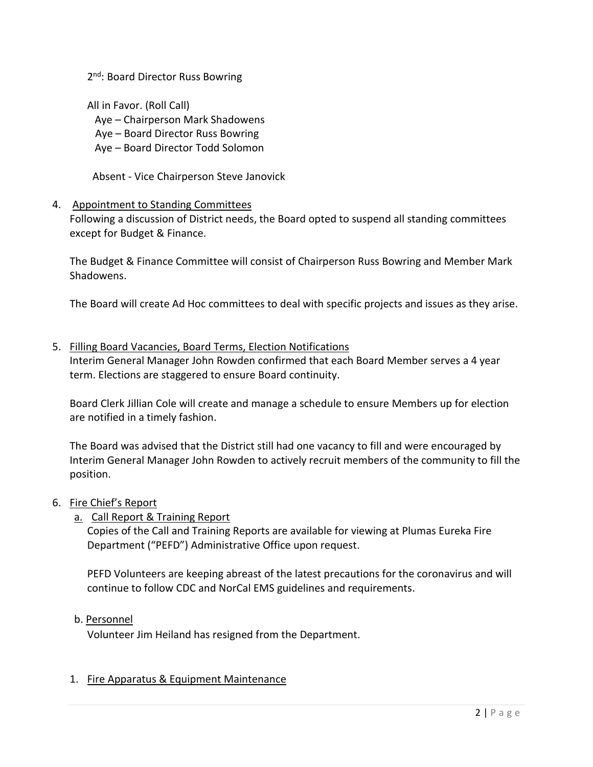2nd: Board Director Russ Bowring

All in Favor. (Roll Call)
- Aye – Chairperson Mark Shadowens
- Aye – Board Director Russ Bowring
- Aye – Board Director Todd Solomon

Absent - Vice Chairperson Steve Janovick

4. <u>Appointment to Standing Committees</u>

   Following a discussion of District needs, the Board opted to suspend all standing committees except for Budget & Finance.

   The Budget & Finance Committee will consist of Chairperson Russ Bowring and Member Mark Shadowens.

   The Board will create Ad Hoc committees to deal with specific projects and issues as they arise.

5. <u>Filling Board Vacancies, Board Terms, Election Notifications</u>

   Interim General Manager John Rowden confirmed that each Board Member serves a 4 year term. Elections are staggered to ensure Board continuity.

   Board Clerk Jillian Cole will create and manage a schedule to ensure Members up for election are notified in a timely fashion.

   The Board was advised that the District still had one vacancy to fill and were encouraged by Interim General Manager John Rowden to actively recruit members of the community to fill the position.

6. <u>Fire Chief's Report</u>

   a. <u>Call Report & Training Report</u>

      Copies of the Call and Training Reports are available for viewing at Plumas Eureka Fire Department ("PEFD") Administrative Office upon request.

      PEFD Volunteers are keeping abreast of the latest precautions for the coronavirus and will continue to follow CDC and NorCal EMS guidelines and requirements.

   b. <u>Personnel</u>

      Volunteer Jim Heiland has resigned from the Department.

   1. <u>Fire Apparatus & Equipment Maintenance</u>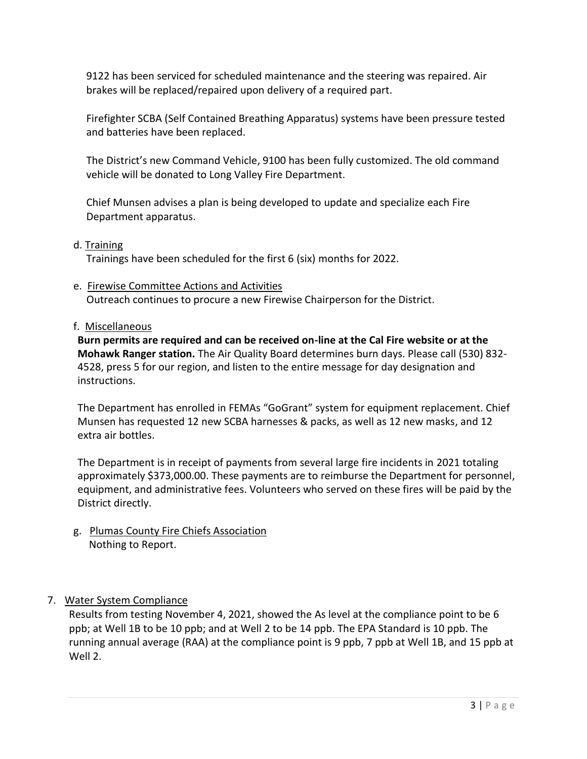9122 has been serviced for scheduled maintenance and the steering was repaired. Air brakes will be replaced/repaired upon delivery of a required part.

Firefighter SCBA (Self Contained Breathing Apparatus) systems have been pressure tested and batteries have been replaced.

The District's new Command Vehicle, 9100 has been fully customized. The old command vehicle will be donated to Long Valley Fire Department.

Chief Munsen advises a plan is being developed to update and specialize each Fire Department apparatus.

d. Training

Trainings have been scheduled for the first 6 (six) months for 2022.

e. Firewise Committee Actions and Activities

Outreach continues to procure a new Firewise Chairperson for the District.

f. Miscellaneous

**Burn permits are required and can be received on-line at the Cal Fire website or at the Mohawk Ranger station.** The Air Quality Board determines burn days. Please call (530) 832-4528, press 5 for our region, and listen to the entire message for day designation and instructions.

The Department has enrolled in FEMAs "GoGrant" system for equipment replacement. Chief Munsen has requested 12 new SCBA harnesses & packs, as well as 12 new masks, and 12 extra air bottles.

The Department is in receipt of payments from several large fire incidents in 2021 totaling approximately $373,000.00. These payments are to reimburse the Department for personnel, equipment, and administrative fees. Volunteers who served on these fires will be paid by the District directly.

g. Plumas County Fire Chiefs Association

Nothing to Report.

7. Water System Compliance

Results from testing November 4, 2021, showed the As level at the compliance point to be 6 ppb; at Well 1B to be 10 ppb; and at Well 2 to be 14 ppb. The EPA Standard is 10 ppb. The running annual average (RAA) at the compliance point is 9 ppb, 7 ppb at Well 1B, and 15 ppb at Well 2.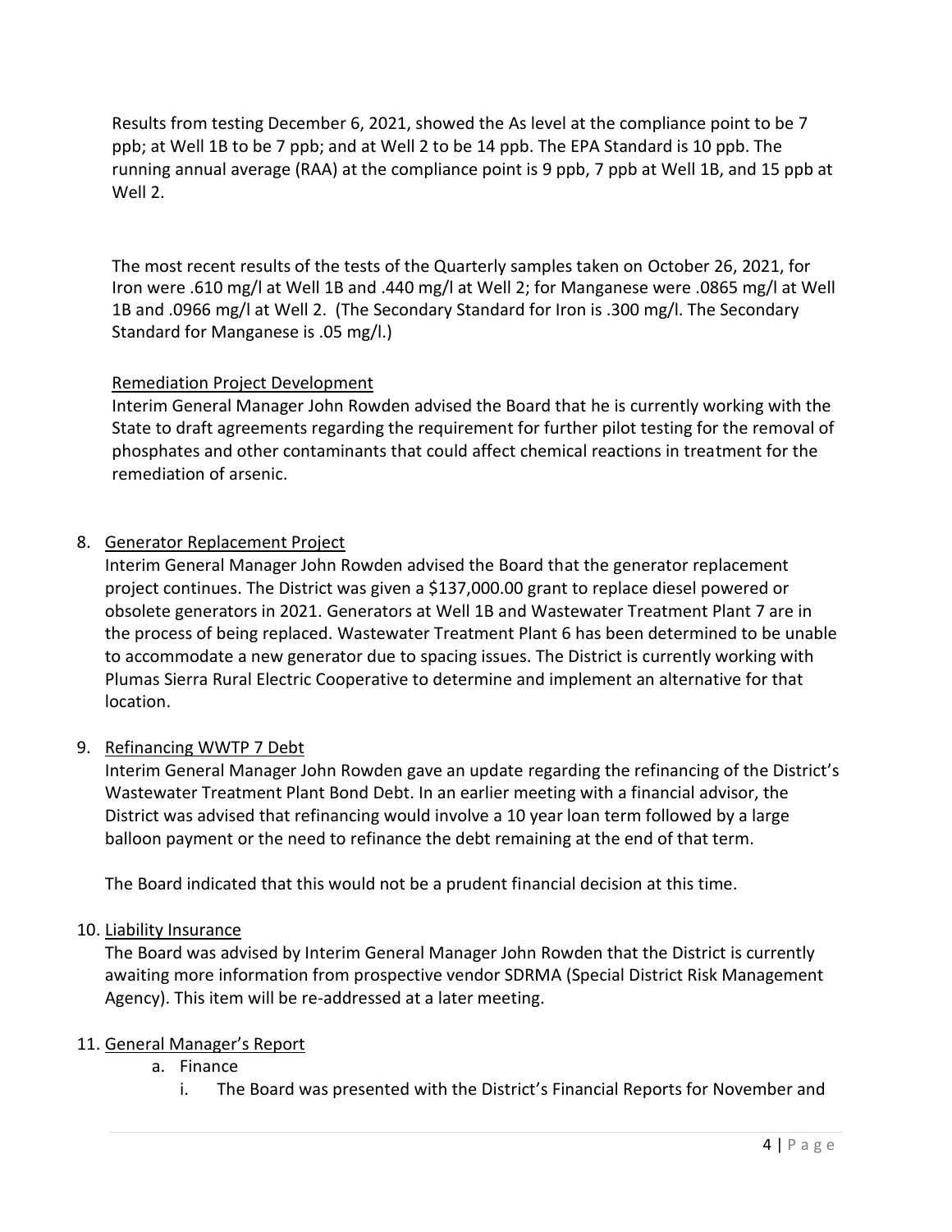Results from testing December 6, 2021, showed the As level at the compliance point to be 7 ppb; at Well 1B to be 7 ppb; and at Well 2 to be 14 ppb. The EPA Standard is 10 ppb. The running annual average (RAA) at the compliance point is 9 ppb, 7 ppb at Well 1B, and 15 ppb at Well 2.

The most recent results of the tests of the Quarterly samples taken on October 26, 2021, for Iron were .610 mg/l at Well 1B and .440 mg/l at Well 2; for Manganese were .0865 mg/l at Well 1B and .0966 mg/l at Well 2. (The Secondary Standard for Iron is .300 mg/l. The Secondary Standard for Manganese is .05 mg/l.)

Remediation Project Development

Interim General Manager John Rowden advised the Board that he is currently working with the State to draft agreements regarding the requirement for further pilot testing for the removal of phosphates and other contaminants that could affect chemical reactions in treatment for the remediation of arsenic.

8. Generator Replacement Project

   Interim General Manager John Rowden advised the Board that the generator replacement project continues. The District was given a $137,000.00 grant to replace diesel powered or obsolete generators in 2021. Generators at Well 1B and Wastewater Treatment Plant 7 are in the process of being replaced. Wastewater Treatment Plant 6 has been determined to be unable to accommodate a new generator due to spacing issues. The District is currently working with Plumas Sierra Rural Electric Cooperative to determine and implement an alternative for that location.

9. Refinancing WWTP 7 Debt

   Interim General Manager John Rowden gave an update regarding the refinancing of the District's Wastewater Treatment Plant Bond Debt. In an earlier meeting with a financial advisor, the District was advised that refinancing would involve a 10 year loan term followed by a large balloon payment or the need to refinance the debt remaining at the end of that term.

   The Board indicated that this would not be a prudent financial decision at this time.

10. Liability Insurance

    The Board was advised by Interim General Manager John Rowden that the District is currently awaiting more information from prospective vendor SDRMA (Special District Risk Management Agency). This item will be re-addressed at a later meeting.

11. General Manager's Report
    a. Finance
       i. The Board was presented with the District's Financial Reports for November and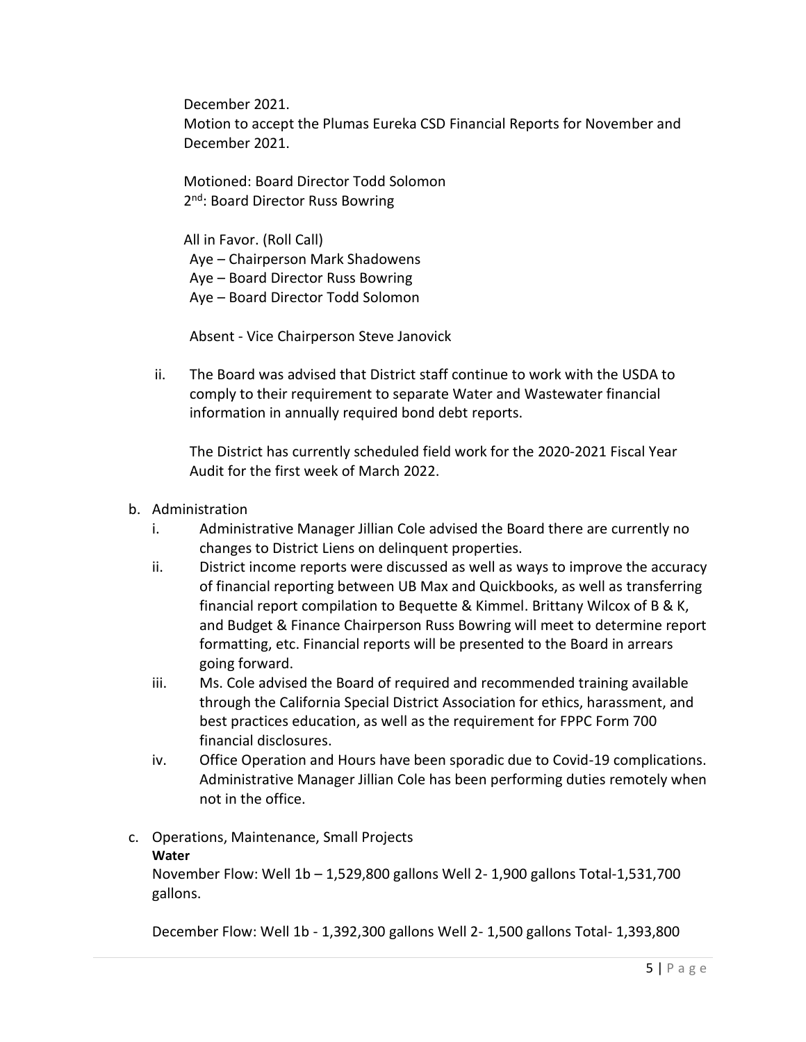December 2021.

Motion to accept the Plumas Eureka CSD Financial Reports for November and December 2021.

Motioned: Board Director Todd Solomon
2nd: Board Director Russ Bowring

All in Favor. (Roll Call)
Aye – Chairperson Mark Shadowens
Aye – Board Director Russ Bowring
Aye – Board Director Todd Solomon

Absent - Vice Chairperson Steve Janovick

ii. The Board was advised that District staff continue to work with the USDA to comply to their requirement to separate Water and Wastewater financial information in annually required bond debt reports.

The District has currently scheduled field work for the 2020-2021 Fiscal Year Audit for the first week of March 2022.

b. Administration
   i. Administrative Manager Jillian Cole advised the Board there are currently no changes to District Liens on delinquent properties.
   ii. District income reports were discussed as well as ways to improve the accuracy of financial reporting between UB Max and Quickbooks, as well as transferring financial report compilation to Bequette & Kimmel. Brittany Wilcox of B & K, and Budget & Finance Chairperson Russ Bowring will meet to determine report formatting, etc. Financial reports will be presented to the Board in arrears going forward.
   iii. Ms. Cole advised the Board of required and recommended training available through the California Special District Association for ethics, harassment, and best practices education, as well as the requirement for FPPC Form 700 financial disclosures.
   iv. Office Operation and Hours have been sporadic due to Covid-19 complications. Administrative Manager Jillian Cole has been performing duties remotely when not in the office.

c. Operations, Maintenance, Small Projects

**Water**

November Flow: Well 1b – 1,529,800 gallons Well 2- 1,900 gallons Total-1,531,700 gallons.

December Flow: Well 1b - 1,392,300 gallons Well 2- 1,500 gallons Total- 1,393,800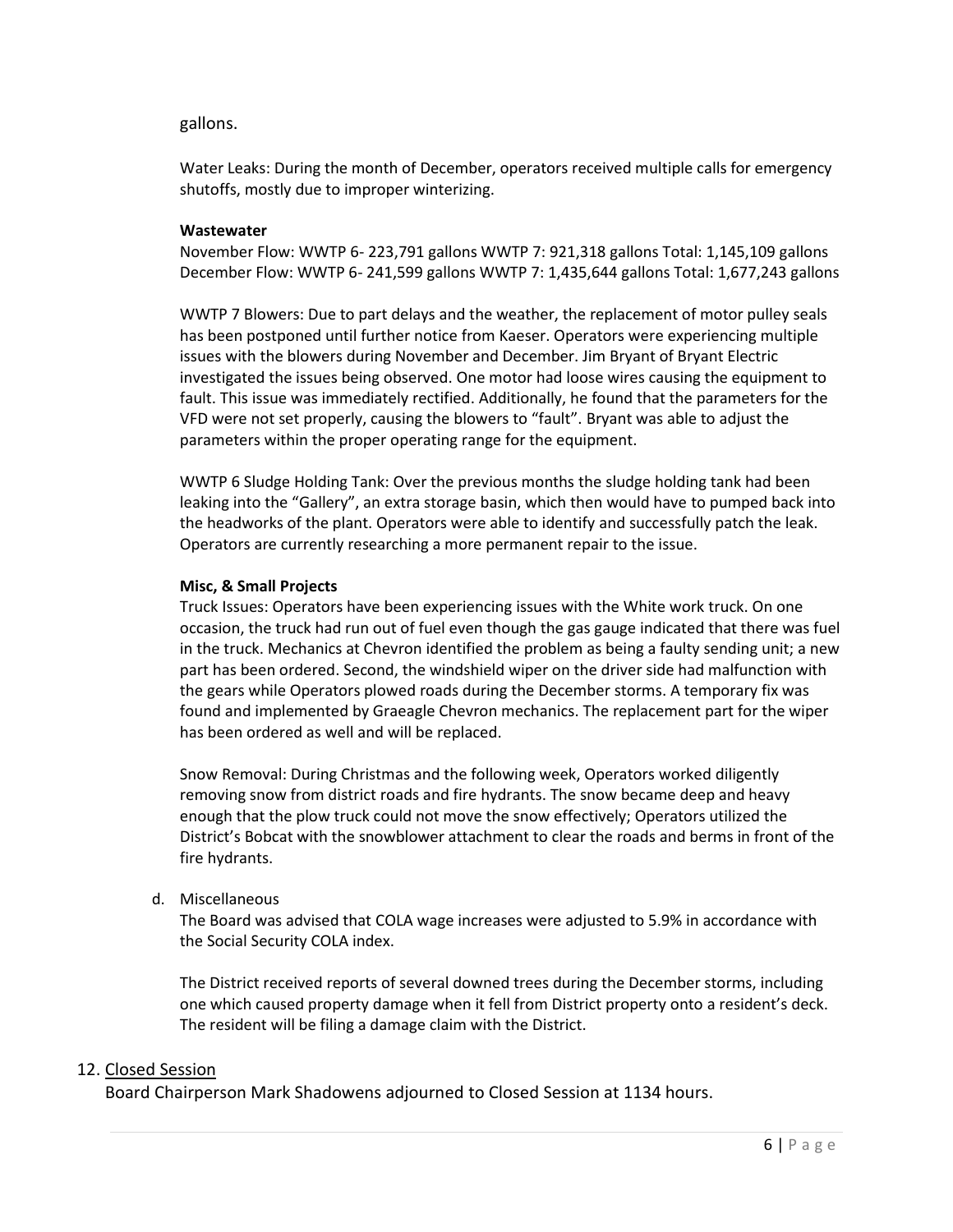gallons.

Water Leaks: During the month of December, operators received multiple calls for emergency shutoffs, mostly due to improper winterizing.

**Wastewater**

November Flow: WWTP 6- 223,791 gallons WWTP 7: 921,318 gallons Total: 1,145,109 gallons
December Flow: WWTP 6- 241,599 gallons WWTP 7: 1,435,644 gallons Total: 1,677,243 gallons

WWTP 7 Blowers: Due to part delays and the weather, the replacement of motor pulley seals has been postponed until further notice from Kaeser. Operators were experiencing multiple issues with the blowers during November and December. Jim Bryant of Bryant Electric investigated the issues being observed. One motor had loose wires causing the equipment to fault. This issue was immediately rectified. Additionally, he found that the parameters for the VFD were not set properly, causing the blowers to "fault". Bryant was able to adjust the parameters within the proper operating range for the equipment.

WWTP 6 Sludge Holding Tank: Over the previous months the sludge holding tank had been leaking into the "Gallery", an extra storage basin, which then would have to pumped back into the headworks of the plant. Operators were able to identify and successfully patch the leak. Operators are currently researching a more permanent repair to the issue.

**Misc, & Small Projects**

Truck Issues: Operators have been experiencing issues with the White work truck. On one occasion, the truck had run out of fuel even though the gas gauge indicated that there was fuel in the truck. Mechanics at Chevron identified the problem as being a faulty sending unit; a new part has been ordered. Second, the windshield wiper on the driver side had malfunction with the gears while Operators plowed roads during the December storms. A temporary fix was found and implemented by Graeagle Chevron mechanics. The replacement part for the wiper has been ordered as well and will be replaced.

Snow Removal: During Christmas and the following week, Operators worked diligently removing snow from district roads and fire hydrants. The snow became deep and heavy enough that the plow truck could not move the snow effectively; Operators utilized the District's Bobcat with the snowblower attachment to clear the roads and berms in front of the fire hydrants.

d. Miscellaneous

The Board was advised that COLA wage increases were adjusted to 5.9% in accordance with the Social Security COLA index.

The District received reports of several downed trees during the December storms, including one which caused property damage when it fell from District property onto a resident's deck. The resident will be filing a damage claim with the District.

12. Closed Session

Board Chairperson Mark Shadowens adjourned to Closed Session at 1134 hours.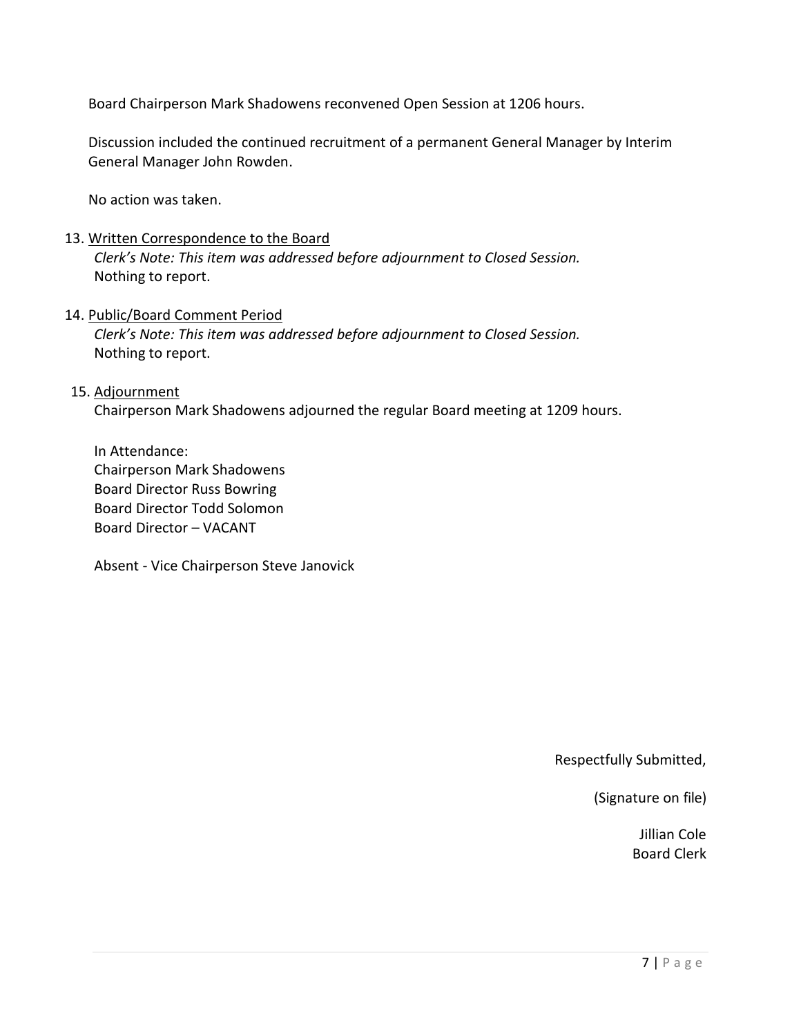Board Chairperson Mark Shadowens reconvened Open Session at 1206 hours.

Discussion included the continued recruitment of a permanent General Manager by Interim General Manager John Rowden.

No action was taken.

13. Written Correspondence to the Board
    *Clerk's Note: This item was addressed before adjournment to Closed Session.*
    Nothing to report.

14. Public/Board Comment Period
    *Clerk's Note: This item was addressed before adjournment to Closed Session.*
    Nothing to report.

15. Adjournment
    Chairperson Mark Shadowens adjourned the regular Board meeting at 1209 hours.

    In Attendance:
    Chairperson Mark Shadowens
    Board Director Russ Bowring
    Board Director Todd Solomon
    Board Director – VACANT

    Absent - Vice Chairperson Steve Janovick

Respectfully Submitted,

(Signature on file)

Jillian Cole
Board Clerk